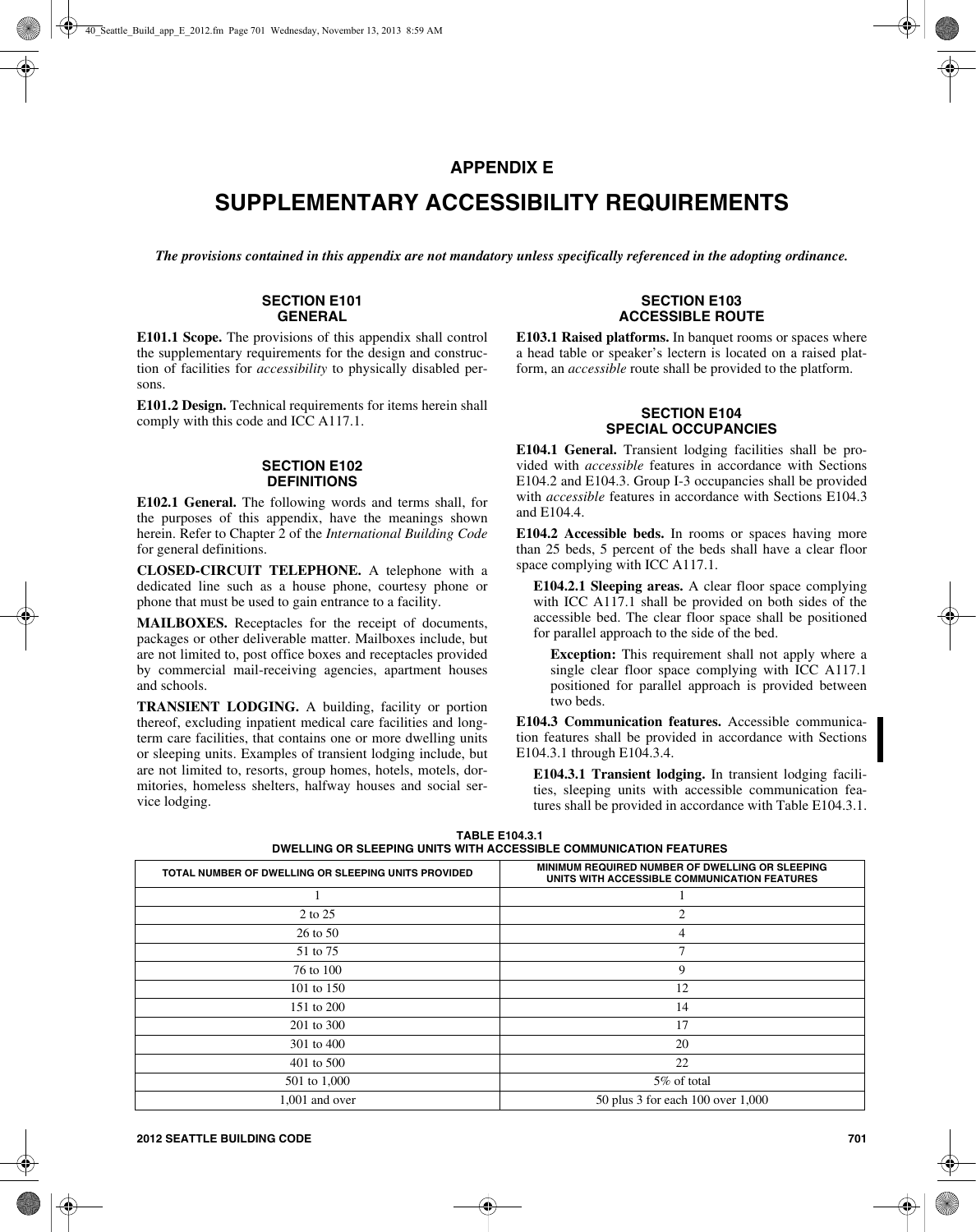# APPENDIX E

# SUPPLEMENTARY ACCESSIBILITY REQUIREMENTS

***The provisions contained in this appendix are not mandatory unless specifically referenced in the adopting ordinance.***

## SECTION E101 GENERAL

**E101.1 Scope.** The provisions of this appendix shall control the supplementary requirements for the design and construction of facilities for *accessibility* to physically disabled persons.

**E101.2 Design.** Technical requirements for items herein shall comply with this code and ICC A117.1.

## SECTION E102 DEFINITIONS

**E102.1 General.** The following words and terms shall, for the purposes of this appendix, have the meanings shown herein. Refer to Chapter 2 of the *International Building Code* for general definitions.

**CLOSED-CIRCUIT TELEPHONE.** A telephone with a dedicated line such as a house phone, courtesy phone or phone that must be used to gain entrance to a facility.

**MAILBOXES.** Receptacles for the receipt of documents, packages or other deliverable matter. Mailboxes include, but are not limited to, post office boxes and receptacles provided by commercial mail-receiving agencies, apartment houses and schools.

**TRANSIENT LODGING.** A building, facility or portion thereof, excluding inpatient medical care facilities and long-term care facilities, that contains one or more dwelling units or sleeping units. Examples of transient lodging include, but are not limited to, resorts, group homes, hotels, motels, dormitories, homeless shelters, halfway houses and social service lodging.

## SECTION E103 ACCESSIBLE ROUTE

**E103.1 Raised platforms.** In banquet rooms or spaces where a head table or speaker's lectern is located on a raised platform, an *accessible* route shall be provided to the platform.

## SECTION E104 SPECIAL OCCUPANCIES

**E104.1 General.** Transient lodging facilities shall be provided with *accessible* features in accordance with Sections E104.2 and E104.3. Group I-3 occupancies shall be provided with *accessible* features in accordance with Sections E104.3 and E104.4.

**E104.2 Accessible beds.** In rooms or spaces having more than 25 beds, 5 percent of the beds shall have a clear floor space complying with ICC A117.1.

**E104.2.1 Sleeping areas.** A clear floor space complying with ICC A117.1 shall be provided on both sides of the accessible bed. The clear floor space shall be positioned for parallel approach to the side of the bed.

**Exception:** This requirement shall not apply where a single clear floor space complying with ICC A117.1 positioned for parallel approach is provided between two beds.

**E104.3 Communication features.** Accessible communication features shall be provided in accordance with Sections E104.3.1 through E104.3.4.

**E104.3.1 Transient lodging.** In transient lodging facilities, sleeping units with accessible communication features shall be provided in accordance with Table E104.3.1.

**TABLE E104.3.1**
**DWELLING OR SLEEPING UNITS WITH ACCESSIBLE COMMUNICATION FEATURES**

| TOTAL NUMBER OF DWELLING OR SLEEPING UNITS PROVIDED | MINIMUM REQUIRED NUMBER OF DWELLING OR SLEEPING UNITS WITH ACCESSIBLE COMMUNICATION FEATURES |
|---|---|
| 1 | 1 |
| 2 to 25 | 2 |
| 26 to 50 | 4 |
| 51 to 75 | 7 |
| 76 to 100 | 9 |
| 101 to 150 | 12 |
| 151 to 200 | 14 |
| 201 to 300 | 17 |
| 301 to 400 | 20 |
| 401 to 500 | 22 |
| 501 to 1,000 | 5% of total |
| 1,001 and over | 50 plus 3 for each 100 over 1,000 |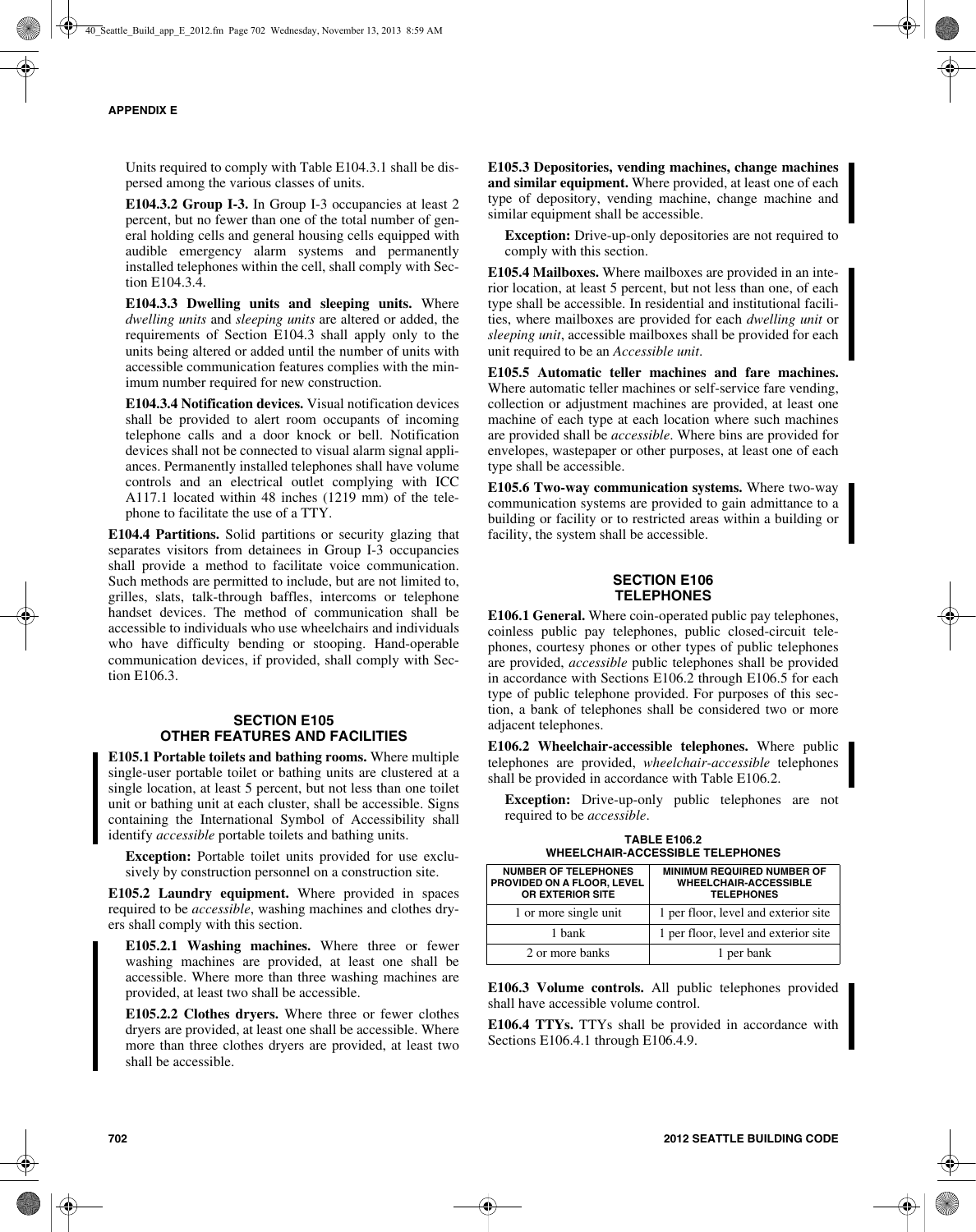Units required to comply with Table E104.3.1 shall be dispersed among the various classes of units.

**E104.3.2 Group I-3.** In Group I-3 occupancies at least 2 percent, but no fewer than one of the total number of general holding cells and general housing cells equipped with audible emergency alarm systems and permanently installed telephones within the cell, shall comply with Section E104.3.4.

**E104.3.3 Dwelling units and sleeping units.** Where *dwelling units* and *sleeping units* are altered or added, the requirements of Section E104.3 shall apply only to the units being altered or added until the number of units with accessible communication features complies with the minimum number required for new construction.

**E104.3.4 Notification devices.** Visual notification devices shall be provided to alert room occupants of incoming telephone calls and a door knock or bell. Notification devices shall not be connected to visual alarm signal appliances. Permanently installed telephones shall have volume controls and an electrical outlet complying with ICC A117.1 located within 48 inches (1219 mm) of the telephone to facilitate the use of a TTY.

**E104.4 Partitions.** Solid partitions or security glazing that separates visitors from detainees in Group I-3 occupancies shall provide a method to facilitate voice communication. Such methods are permitted to include, but are not limited to, grilles, slats, talk-through baffles, intercoms or telephone handset devices. The method of communication shall be accessible to individuals who use wheelchairs and individuals who have difficulty bending or stooping. Hand-operable communication devices, if provided, shall comply with Section E106.3.

## SECTION E105 OTHER FEATURES AND FACILITIES

**E105.1 Portable toilets and bathing rooms.** Where multiple single-user portable toilet or bathing units are clustered at a single location, at least 5 percent, but not less than one toilet unit or bathing unit at each cluster, shall be accessible. Signs containing the International Symbol of Accessibility shall identify *accessible* portable toilets and bathing units.

**Exception:** Portable toilet units provided for use exclusively by construction personnel on a construction site.

**E105.2 Laundry equipment.** Where provided in spaces required to be *accessible*, washing machines and clothes dryers shall comply with this section.

**E105.2.1 Washing machines.** Where three or fewer washing machines are provided, at least one shall be accessible. Where more than three washing machines are provided, at least two shall be accessible.

**E105.2.2 Clothes dryers.** Where three or fewer clothes dryers are provided, at least one shall be accessible. Where more than three clothes dryers are provided, at least two shall be accessible.

**E105.3 Depositories, vending machines, change machines and similar equipment.** Where provided, at least one of each type of depository, vending machine, change machine and similar equipment shall be accessible.

**Exception:** Drive-up-only depositories are not required to comply with this section.

**E105.4 Mailboxes.** Where mailboxes are provided in an interior location, at least 5 percent, but not less than one, of each type shall be accessible. In residential and institutional facilities, where mailboxes are provided for each *dwelling unit* or *sleeping unit*, accessible mailboxes shall be provided for each unit required to be an *Accessible unit*.

**E105.5 Automatic teller machines and fare machines.** Where automatic teller machines or self-service fare vending, collection or adjustment machines are provided, at least one machine of each type at each location where such machines are provided shall be *accessible*. Where bins are provided for envelopes, wastepaper or other purposes, at least one of each type shall be accessible.

**E105.6 Two-way communication systems.** Where two-way communication systems are provided to gain admittance to a building or facility or to restricted areas within a building or facility, the system shall be accessible.

## SECTION E106 TELEPHONES

**E106.1 General.** Where coin-operated public pay telephones, coinless public pay telephones, public closed-circuit telephones, courtesy phones or other types of public telephones are provided, *accessible* public telephones shall be provided in accordance with Sections E106.2 through E106.5 for each type of public telephone provided. For purposes of this section, a bank of telephones shall be considered two or more adjacent telephones.

**E106.2 Wheelchair-accessible telephones.** Where public telephones are provided, *wheelchair-accessible* telephones shall be provided in accordance with Table E106.2.

**Exception:** Drive-up-only public telephones are not required to be *accessible*.

**TABLE E106.2 WHEELCHAIR-ACCESSIBLE TELEPHONES**

| NUMBER OF TELEPHONES PROVIDED ON A FLOOR, LEVEL OR EXTERIOR SITE | MINIMUM REQUIRED NUMBER OF WHEELCHAIR-ACCESSIBLE TELEPHONES |
|---|---|
| 1 or more single unit | 1 per floor, level and exterior site |
| 1 bank | 1 per floor, level and exterior site |
| 2 or more banks | 1 per bank |

**E106.3 Volume controls.** All public telephones provided shall have accessible volume control.

**E106.4 TTYs.** TTYs shall be provided in accordance with Sections E106.4.1 through E106.4.9.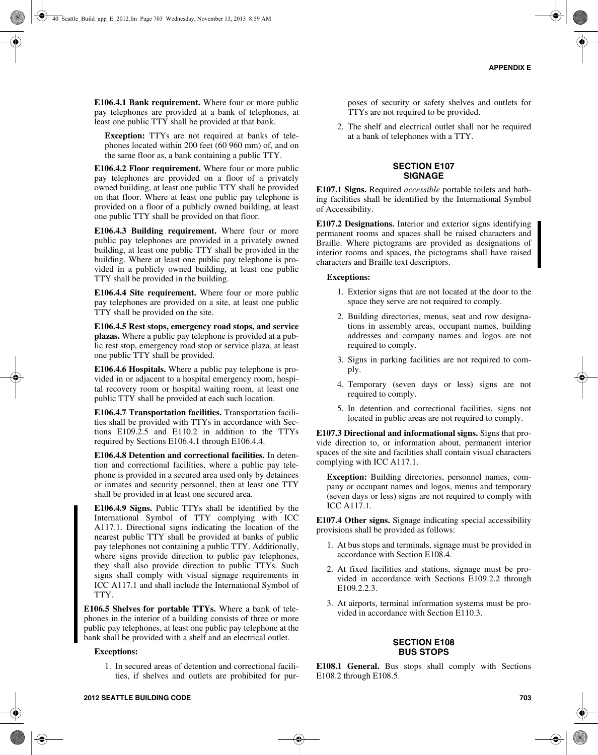**E106.4.1 Bank requirement.** Where four or more public pay telephones are provided at a bank of telephones, at least one public TTY shall be provided at that bank.

**Exception:** TTYs are not required at banks of telephones located within 200 feet (60 960 mm) of, and on the same floor as, a bank containing a public TTY.

**E106.4.2 Floor requirement.** Where four or more public pay telephones are provided on a floor of a privately owned building, at least one public TTY shall be provided on that floor. Where at least one public pay telephone is provided on a floor of a publicly owned building, at least one public TTY shall be provided on that floor.

**E106.4.3 Building requirement.** Where four or more public pay telephones are provided in a privately owned building, at least one public TTY shall be provided in the building. Where at least one public pay telephone is provided in a publicly owned building, at least one public TTY shall be provided in the building.

**E106.4.4 Site requirement.** Where four or more public pay telephones are provided on a site, at least one public TTY shall be provided on the site.

**E106.4.5 Rest stops, emergency road stops, and service plazas.** Where a public pay telephone is provided at a public rest stop, emergency road stop or service plaza, at least one public TTY shall be provided.

**E106.4.6 Hospitals.** Where a public pay telephone is provided in or adjacent to a hospital emergency room, hospital recovery room or hospital waiting room, at least one public TTY shall be provided at each such location.

**E106.4.7 Transportation facilities.** Transportation facilities shall be provided with TTYs in accordance with Sections E109.2.5 and E110.2 in addition to the TTYs required by Sections E106.4.1 through E106.4.4.

**E106.4.8 Detention and correctional facilities.** In detention and correctional facilities, where a public pay telephone is provided in a secured area used only by detainees or inmates and security personnel, then at least one TTY shall be provided in at least one secured area.

**E106.4.9 Signs.** Public TTYs shall be identified by the International Symbol of TTY complying with ICC A117.1. Directional signs indicating the location of the nearest public TTY shall be provided at banks of public pay telephones not containing a public TTY. Additionally, where signs provide direction to public pay telephones, they shall also provide direction to public TTYs. Such signs shall comply with visual signage requirements in ICC A117.1 and shall include the International Symbol of TTY.

**E106.5 Shelves for portable TTYs.** Where a bank of telephones in the interior of a building consists of three or more public pay telephones, at least one public pay telephone at the bank shall be provided with a shelf and an electrical outlet.

**Exceptions:**

1. In secured areas of detention and correctional facilities, if shelves and outlets are prohibited for purposes of security or safety shelves and outlets for TTYs are not required to be provided.
2. The shelf and electrical outlet shall not be required at a bank of telephones with a TTY.

## SECTION E107 SIGNAGE

**E107.1 Signs.** Required *accessible* portable toilets and bathing facilities shall be identified by the International Symbol of Accessibility.

**E107.2 Designations.** Interior and exterior signs identifying permanent rooms and spaces shall be raised characters and Braille. Where pictograms are provided as designations of interior rooms and spaces, the pictograms shall have raised characters and Braille text descriptors.

**Exceptions:**

1. Exterior signs that are not located at the door to the space they serve are not required to comply.
2. Building directories, menus, seat and row designations in assembly areas, occupant names, building addresses and company names and logos are not required to comply.
3. Signs in parking facilities are not required to comply.
4. Temporary (seven days or less) signs are not required to comply.
5. In detention and correctional facilities, signs not located in public areas are not required to comply.

**E107.3 Directional and informational signs.** Signs that provide direction to, or information about, permanent interior spaces of the site and facilities shall contain visual characters complying with ICC A117.1.

**Exception:** Building directories, personnel names, company or occupant names and logos, menus and temporary (seven days or less) signs are not required to comply with ICC A117.1.

**E107.4 Other signs.** Signage indicating special accessibility provisions shall be provided as follows:

1. At bus stops and terminals, signage must be provided in accordance with Section E108.4.
2. At fixed facilities and stations, signage must be provided in accordance with Sections E109.2.2 through E109.2.2.3.
3. At airports, terminal information systems must be provided in accordance with Section E110.3.

## SECTION E108 BUS STOPS

**E108.1 General.** Bus stops shall comply with Sections E108.2 through E108.5.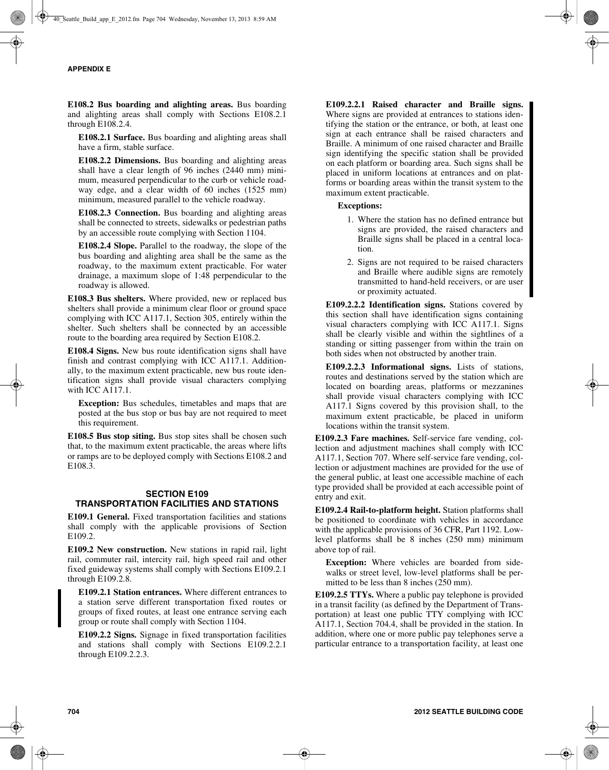**E108.2 Bus boarding and alighting areas.** Bus boarding and alighting areas shall comply with Sections E108.2.1 through E108.2.4.

**E108.2.1 Surface.** Bus boarding and alighting areas shall have a firm, stable surface.

**E108.2.2 Dimensions.** Bus boarding and alighting areas shall have a clear length of 96 inches (2440 mm) minimum, measured perpendicular to the curb or vehicle roadway edge, and a clear width of 60 inches (1525 mm) minimum, measured parallel to the vehicle roadway.

**E108.2.3 Connection.** Bus boarding and alighting areas shall be connected to streets, sidewalks or pedestrian paths by an accessible route complying with Section 1104.

**E108.2.4 Slope.** Parallel to the roadway, the slope of the bus boarding and alighting area shall be the same as the roadway, to the maximum extent practicable. For water drainage, a maximum slope of 1:48 perpendicular to the roadway is allowed.

**E108.3 Bus shelters.** Where provided, new or replaced bus shelters shall provide a minimum clear floor or ground space complying with ICC A117.1, Section 305, entirely within the shelter. Such shelters shall be connected by an accessible route to the boarding area required by Section E108.2.

**E108.4 Signs.** New bus route identification signs shall have finish and contrast complying with ICC A117.1. Additionally, to the maximum extent practicable, new bus route identification signs shall provide visual characters complying with ICC A117.1.

**Exception:** Bus schedules, timetables and maps that are posted at the bus stop or bus bay are not required to meet this requirement.

**E108.5 Bus stop siting.** Bus stop sites shall be chosen such that, to the maximum extent practicable, the areas where lifts or ramps are to be deployed comply with Sections E108.2 and E108.3.

## SECTION E109 TRANSPORTATION FACILITIES AND STATIONS

**E109.1 General.** Fixed transportation facilities and stations shall comply with the applicable provisions of Section E109.2.

**E109.2 New construction.** New stations in rapid rail, light rail, commuter rail, intercity rail, high speed rail and other fixed guideway systems shall comply with Sections E109.2.1 through E109.2.8.

**E109.2.1 Station entrances.** Where different entrances to a station serve different transportation fixed routes or groups of fixed routes, at least one entrance serving each group or route shall comply with Section 1104.

**E109.2.2 Signs.** Signage in fixed transportation facilities and stations shall comply with Sections E109.2.2.1 through E109.2.2.3.

**E109.2.2.1 Raised character and Braille signs.** Where signs are provided at entrances to stations identifying the station or the entrance, or both, at least one sign at each entrance shall be raised characters and Braille. A minimum of one raised character and Braille sign identifying the specific station shall be provided on each platform or boarding area. Such signs shall be placed in uniform locations at entrances and on platforms or boarding areas within the transit system to the maximum extent practicable.

**Exceptions:**

1. Where the station has no defined entrance but signs are provided, the raised characters and Braille signs shall be placed in a central location.
2. Signs are not required to be raised characters and Braille where audible signs are remotely transmitted to hand-held receivers, or are user or proximity actuated.

**E109.2.2.2 Identification signs.** Stations covered by this section shall have identification signs containing visual characters complying with ICC A117.1. Signs shall be clearly visible and within the sightlines of a standing or sitting passenger from within the train on both sides when not obstructed by another train.

**E109.2.2.3 Informational signs.** Lists of stations, routes and destinations served by the station which are located on boarding areas, platforms or mezzanines shall provide visual characters complying with ICC A117.1 Signs covered by this provision shall, to the maximum extent practicable, be placed in uniform locations within the transit system.

**E109.2.3 Fare machines.** Self-service fare vending, collection and adjustment machines shall comply with ICC A117.1, Section 707. Where self-service fare vending, collection or adjustment machines are provided for the use of the general public, at least one accessible machine of each type provided shall be provided at each accessible point of entry and exit.

**E109.2.4 Rail-to-platform height.** Station platforms shall be positioned to coordinate with vehicles in accordance with the applicable provisions of 36 CFR, Part 1192. Low-level platforms shall be 8 inches (250 mm) minimum above top of rail.

**Exception:** Where vehicles are boarded from sidewalks or street level, low-level platforms shall be permitted to be less than 8 inches (250 mm).

**E109.2.5 TTYs.** Where a public pay telephone is provided in a transit facility (as defined by the Department of Transportation) at least one public TTY complying with ICC A117.1, Section 704.4, shall be provided in the station. In addition, where one or more public pay telephones serve a particular entrance to a transportation facility, at least one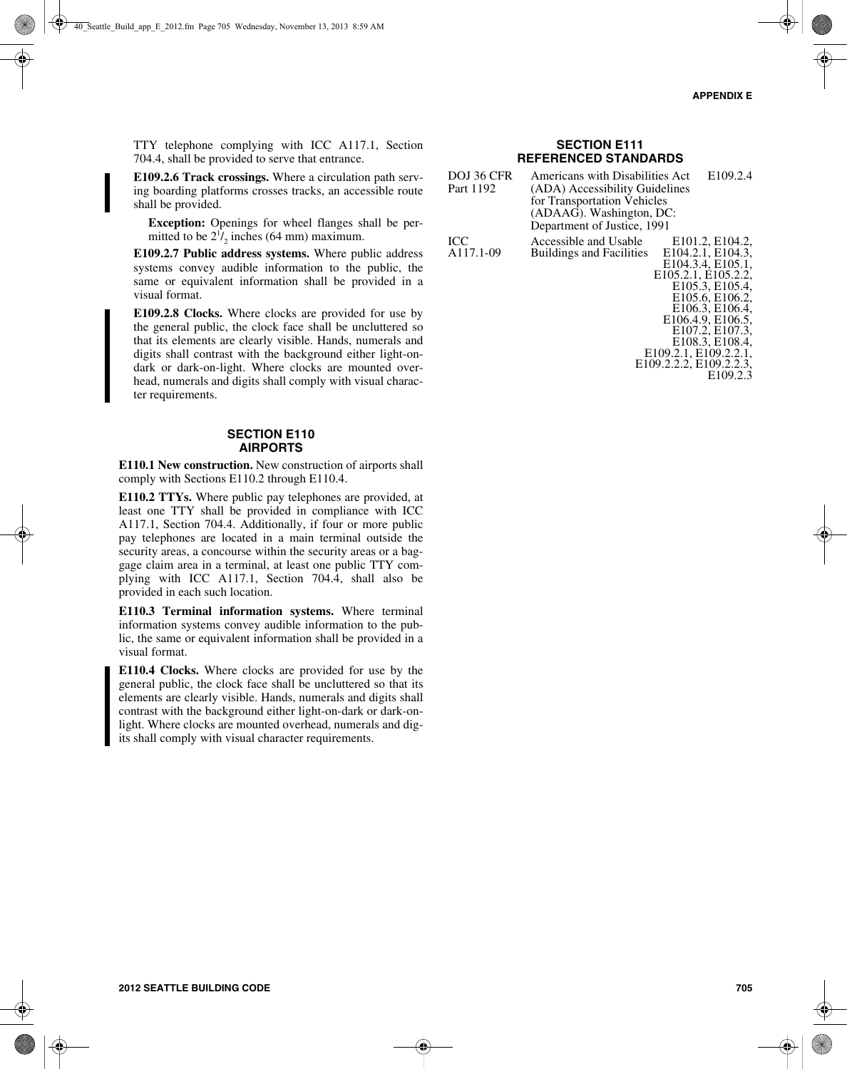TTY telephone complying with ICC A117.1, Section 704.4, shall be provided to serve that entrance.

**E109.2.6 Track crossings.** Where a circulation path serving boarding platforms crosses tracks, an accessible route shall be provided.

**Exception:** Openings for wheel flanges shall be permitted to be $2^1/_2$ inches (64 mm) maximum.

**E109.2.7 Public address systems.** Where public address systems convey audible information to the public, the same or equivalent information shall be provided in a visual format.

**E109.2.8 Clocks.** Where clocks are provided for use by the general public, the clock face shall be uncluttered so that its elements are clearly visible. Hands, numerals and digits shall contrast with the background either light-on-dark or dark-on-light. Where clocks are mounted overhead, numerals and digits shall comply with visual character requirements.

## SECTION E110 AIRPORTS

**E110.1 New construction.** New construction of airports shall comply with Sections E110.2 through E110.4.

**E110.2 TTYs.** Where public pay telephones are provided, at least one TTY shall be provided in compliance with ICC A117.1, Section 704.4. Additionally, if four or more public pay telephones are located in a main terminal outside the security areas, a concourse within the security areas or a baggage claim area in a terminal, at least one public TTY complying with ICC A117.1, Section 704.4, shall also be provided in each such location.

**E110.3 Terminal information systems.** Where terminal information systems convey audible information to the public, the same or equivalent information shall be provided in a visual format.

**E110.4 Clocks.** Where clocks are provided for use by the general public, the clock face shall be uncluttered so that its elements are clearly visible. Hands, numerals and digits shall contrast with the background either light-on-dark or dark-on-light. Where clocks are mounted overhead, numerals and digits shall comply with visual character requirements.

## SECTION E111 REFERENCED STANDARDS

| | | |
|---|---|---|
| DOJ 36 CFR Part 1192 | Americans with Disabilities Act (ADA) Accessibility Guidelines for Transportation Vehicles (ADAAG). Washington, DC: Department of Justice, 1991 | E109.2.4 |
| ICC A117.1-09 | Accessible and Usable Buildings and Facilities | E101.2, E104.2, E104.2.1, E104.3, E104.3.4, E105.1, E105.2.1, E105.2.2, E105.3, E105.4, E105.6, E106.2, E106.3, E106.4, E106.4.9, E106.5, E107.2, E107.3, E108.3, E108.4, E109.2.1, E109.2.2.1, E109.2.2.2, E109.2.2.3, E109.2.3 |